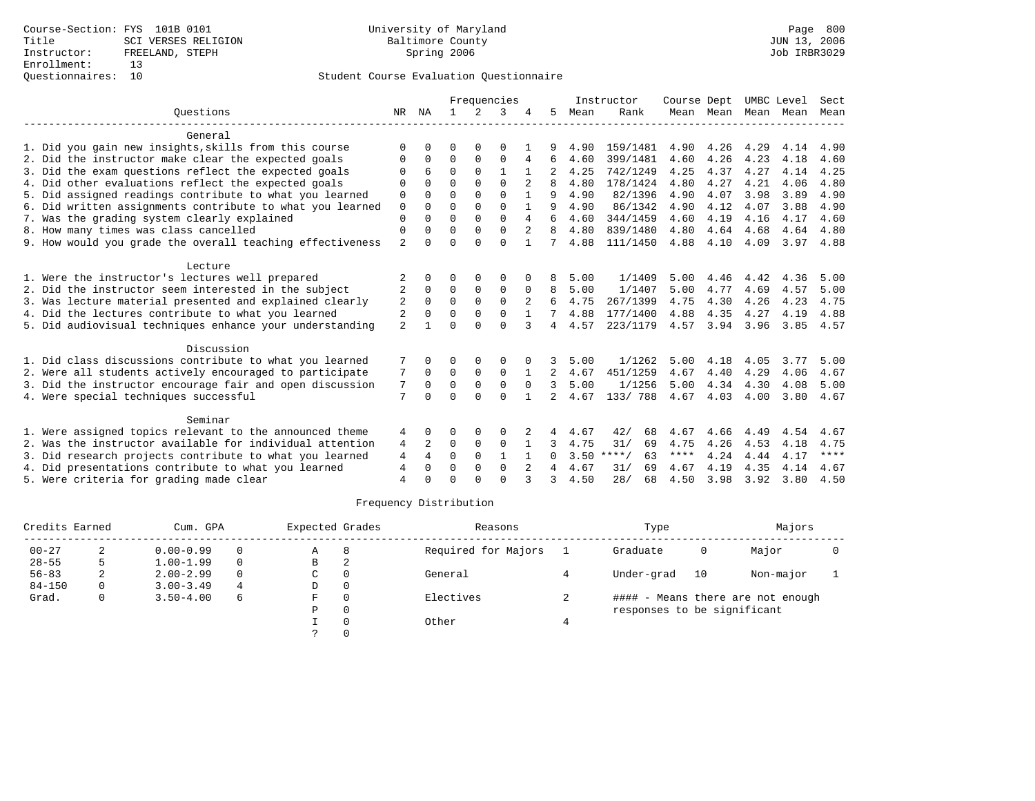Course-Section: FYS 101B 0101
Title: SCI VERSES RELIGION
Instructor: FREELAND, STEPH
Enrollment: 13
Questionnaires: 10

University of Maryland
Baltimore County
Spring 2006

Page 800
JUN 13, 2006
Job IRBR3029

## Student Course Evaluation Questionnaire

| Questions | NR | NA | 1 | 2 | 3 | 4 | 5 | Instructor Mean | Instructor Rank | Course Mean | Dept Mean | UMBC Mean | Level Mean | Sect Mean |
|---|---|---|---|---|---|---|---|---|---|---|---|---|---|---|
| **General** | | | | | | | | | | | | | | |
| 1. Did you gain new insights,skills from this course | 0 | 0 | 0 | 0 | 0 | 1 | 9 | 4.90 | 159/1481 | 4.90 | 4.26 | 4.29 | 4.14 | 4.90 |
| 2. Did the instructor make clear the expected goals | 0 | 0 | 0 | 0 | 0 | 4 | 6 | 4.60 | 399/1481 | 4.60 | 4.26 | 4.23 | 4.18 | 4.60 |
| 3. Did the exam questions reflect the expected goals | 0 | 6 | 0 | 0 | 1 | 1 | 2 | 4.25 | 742/1249 | 4.25 | 4.37 | 4.27 | 4.14 | 4.25 |
| 4. Did other evaluations reflect the expected goals | 0 | 0 | 0 | 0 | 0 | 2 | 8 | 4.80 | 178/1424 | 4.80 | 4.27 | 4.21 | 4.06 | 4.80 |
| 5. Did assigned readings contribute to what you learned | 0 | 0 | 0 | 0 | 0 | 1 | 9 | 4.90 | 82/1396 | 4.90 | 4.07 | 3.98 | 3.89 | 4.90 |
| 6. Did written assignments contribute to what you learned | 0 | 0 | 0 | 0 | 0 | 1 | 9 | 4.90 | 86/1342 | 4.90 | 4.12 | 4.07 | 3.88 | 4.90 |
| 7. Was the grading system clearly explained | 0 | 0 | 0 | 0 | 0 | 4 | 6 | 4.60 | 344/1459 | 4.60 | 4.19 | 4.16 | 4.17 | 4.60 |
| 8. How many times was class cancelled | 0 | 0 | 0 | 0 | 0 | 2 | 8 | 4.80 | 839/1480 | 4.80 | 4.64 | 4.68 | 4.64 | 4.80 |
| 9. How would you grade the overall teaching effectiveness | 2 | 0 | 0 | 0 | 0 | 1 | 7 | 4.88 | 111/1450 | 4.88 | 4.10 | 4.09 | 3.97 | 4.88 |
| **Lecture** | | | | | | | | | | | | | | |
| 1. Were the instructor's lectures well prepared | 2 | 0 | 0 | 0 | 0 | 0 | 8 | 5.00 | 1/1409 | 5.00 | 4.46 | 4.42 | 4.36 | 5.00 |
| 2. Did the instructor seem interested in the subject | 2 | 0 | 0 | 0 | 0 | 0 | 8 | 5.00 | 1/1407 | 5.00 | 4.77 | 4.69 | 4.57 | 5.00 |
| 3. Was lecture material presented and explained clearly | 2 | 0 | 0 | 0 | 0 | 2 | 6 | 4.75 | 267/1399 | 4.75 | 4.30 | 4.26 | 4.23 | 4.75 |
| 4. Did the lectures contribute to what you learned | 2 | 0 | 0 | 0 | 0 | 1 | 7 | 4.88 | 177/1400 | 4.88 | 4.35 | 4.27 | 4.19 | 4.88 |
| 5. Did audiovisual techniques enhance your understanding | 2 | 1 | 0 | 0 | 0 | 3 | 4 | 4.57 | 223/1179 | 4.57 | 3.94 | 3.96 | 3.85 | 4.57 |
| **Discussion** | | | | | | | | | | | | | | |
| 1. Did class discussions contribute to what you learned | 7 | 0 | 0 | 0 | 0 | 0 | 3 | 5.00 | 1/1262 | 5.00 | 4.18 | 4.05 | 3.77 | 5.00 |
| 2. Were all students actively encouraged to participate | 7 | 0 | 0 | 0 | 0 | 1 | 2 | 4.67 | 451/1259 | 4.67 | 4.40 | 4.29 | 4.06 | 4.67 |
| 3. Did the instructor encourage fair and open discussion | 7 | 0 | 0 | 0 | 0 | 0 | 3 | 5.00 | 1/1256 | 5.00 | 4.34 | 4.30 | 4.08 | 5.00 |
| 4. Were special techniques successful | 7 | 0 | 0 | 0 | 0 | 1 | 2 | 4.67 | 133/ 788 | 4.67 | 4.03 | 4.00 | 3.80 | 4.67 |
| **Seminar** | | | | | | | | | | | | | | |
| 1. Were assigned topics relevant to the announced theme | 4 | 0 | 0 | 0 | 0 | 2 | 4 | 4.67 | 42/ 68 | 4.67 | 4.66 | 4.49 | 4.54 | 4.67 |
| 2. Was the instructor available for individual attention | 4 | 2 | 0 | 0 | 0 | 1 | 3 | 4.75 | 31/ 69 | 4.75 | 4.26 | 4.53 | 4.18 | 4.75 |
| 3. Did research projects contribute to what you learned | 4 | 4 | 0 | 0 | 1 | 1 | 0 | 3.50 | ****/ 63 | **** | 4.24 | 4.44 | 4.17 | **** |
| 4. Did presentations contribute to what you learned | 4 | 0 | 0 | 0 | 0 | 2 | 4 | 4.67 | 31/ 69 | 4.67 | 4.19 | 4.35 | 4.14 | 4.67 |
| 5. Were criteria for grading made clear | 4 | 0 | 0 | 0 | 0 | 3 | 3 | 4.50 | 28/ 68 | 4.50 | 3.98 | 3.92 | 3.80 | 4.50 |

## Frequency Distribution

| Credits Earned | | Cum. GPA | | Expected Grades | | Reasons | | Type | | Majors | |
|---|---|---|---|---|---|---|---|---|---|---|---|
| 00-27 | 2 | 0.00-0.99 | 0 | A | 8 | Required for Majors | 1 | Graduate | 0 | Major | 0 |
| 28-55 | 5 | 1.00-1.99 | 0 | B | 2 | | | | | | |
| 56-83 | 2 | 2.00-2.99 | 0 | C | 0 | General | 4 | Under-grad | 10 | Non-major | 1 |
| 84-150 | 0 | 3.00-3.49 | 4 | D | 0 | | | | | | |
| Grad. | 0 | 3.50-4.00 | 6 | F | 0 | Electives | 2 | #### - Means there are not enough responses to be significant | | | |
| | | | | P | 0 | | | | | | |
| | | | | I | 0 | Other | 4 | | | | |
| | | | | ? | 0 | | | | | | |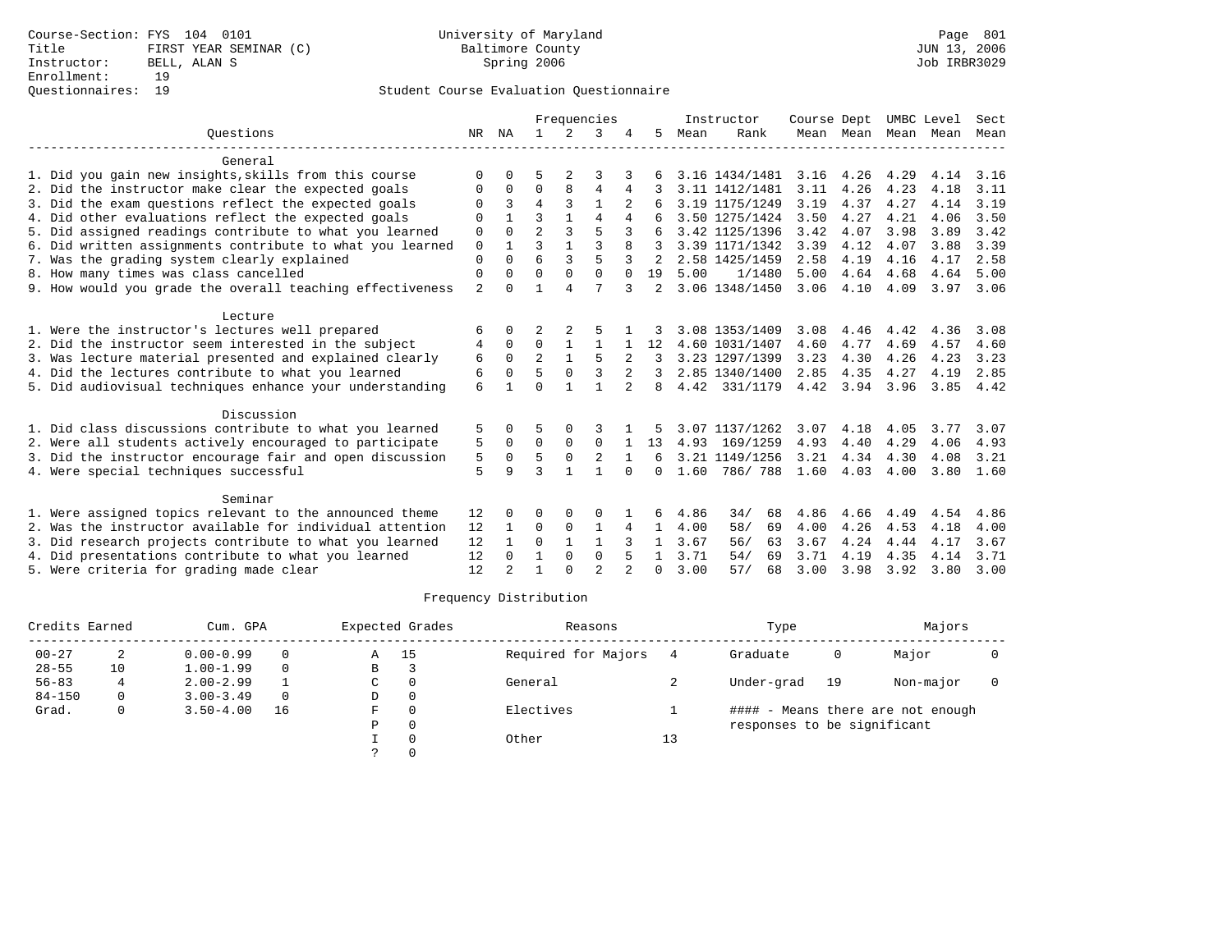Course-Section: FYS 104 0101
Title: FIRST YEAR SEMINAR (C)
Instructor: BELL, ALAN S
Enrollment: 19
Questionnaires: 19

University of Maryland
Baltimore County
Spring 2006

Page 801
JUN 13, 2006
Job IRBR3029

Student Course Evaluation Questionnaire

| Questions | NR | NA | 1 | 2 | 3 | 4 | 5 | Instructor Mean | Instructor Rank | Course Mean | Dept Mean | UMBC Level Mean | Level Mean | Sect Mean |
|---|---|---|---|---|---|---|---|---|---|---|---|---|---|---|
| **General** | | | | | | | | | | | | | | |
| 1. Did you gain new insights,skills from this course | 0 | 0 | 5 | 2 | 3 | 3 | 6 | 3.16 | 1434/1481 | 3.16 | 4.26 | 4.29 | 4.14 | 3.16 |
| 2. Did the instructor make clear the expected goals | 0 | 0 | 0 | 8 | 4 | 4 | 3 | 3.11 | 1412/1481 | 3.11 | 4.26 | 4.23 | 4.18 | 3.11 |
| 3. Did the exam questions reflect the expected goals | 0 | 3 | 4 | 3 | 1 | 2 | 6 | 3.19 | 1175/1249 | 3.19 | 4.37 | 4.27 | 4.14 | 3.19 |
| 4. Did other evaluations reflect the expected goals | 0 | 1 | 3 | 1 | 4 | 4 | 6 | 3.50 | 1275/1424 | 3.50 | 4.27 | 4.21 | 4.06 | 3.50 |
| 5. Did assigned readings contribute to what you learned | 0 | 0 | 2 | 3 | 5 | 3 | 6 | 3.42 | 1125/1396 | 3.42 | 4.07 | 3.98 | 3.89 | 3.42 |
| 6. Did written assignments contribute to what you learned | 0 | 1 | 3 | 1 | 3 | 8 | 3 | 3.39 | 1171/1342 | 3.39 | 4.12 | 4.07 | 3.88 | 3.39 |
| 7. Was the grading system clearly explained | 0 | 0 | 6 | 3 | 5 | 3 | 2 | 2.58 | 1425/1459 | 2.58 | 4.19 | 4.16 | 4.17 | 2.58 |
| 8. How many times was class cancelled | 0 | 0 | 0 | 0 | 0 | 0 | 19 | 5.00 | 1/1480 | 5.00 | 4.64 | 4.68 | 4.64 | 5.00 |
| 9. How would you grade the overall teaching effectiveness | 2 | 0 | 1 | 4 | 7 | 3 | 2 | 3.06 | 1348/1450 | 3.06 | 4.10 | 4.09 | 3.97 | 3.06 |
| **Lecture** | | | | | | | | | | | | | | |
| 1. Were the instructor's lectures well prepared | 6 | 0 | 2 | 2 | 5 | 1 | 3 | 3.08 | 1353/1409 | 3.08 | 4.46 | 4.42 | 4.36 | 3.08 |
| 2. Did the instructor seem interested in the subject | 4 | 0 | 0 | 1 | 1 | 1 | 12 | 4.60 | 1031/1407 | 4.60 | 4.77 | 4.69 | 4.57 | 4.60 |
| 3. Was lecture material presented and explained clearly | 6 | 0 | 2 | 1 | 5 | 2 | 3 | 3.23 | 1297/1399 | 3.23 | 4.30 | 4.26 | 4.23 | 3.23 |
| 4. Did the lectures contribute to what you learned | 6 | 0 | 5 | 0 | 3 | 2 | 3 | 2.85 | 1340/1400 | 2.85 | 4.35 | 4.27 | 4.19 | 2.85 |
| 5. Did audiovisual techniques enhance your understanding | 6 | 1 | 0 | 1 | 1 | 2 | 8 | 4.42 | 331/1179 | 4.42 | 3.94 | 3.96 | 3.85 | 4.42 |
| **Discussion** | | | | | | | | | | | | | | |
| 1. Did class discussions contribute to what you learned | 5 | 0 | 5 | 0 | 3 | 1 | 5 | 3.07 | 1137/1262 | 3.07 | 4.18 | 4.05 | 3.77 | 3.07 |
| 2. Were all students actively encouraged to participate | 5 | 0 | 0 | 0 | 0 | 1 | 13 | 4.93 | 169/1259 | 4.93 | 4.40 | 4.29 | 4.06 | 4.93 |
| 3. Did the instructor encourage fair and open discussion | 5 | 0 | 5 | 0 | 2 | 1 | 6 | 3.21 | 1149/1256 | 3.21 | 4.34 | 4.30 | 4.08 | 3.21 |
| 4. Were special techniques successful | 5 | 9 | 3 | 1 | 1 | 0 | 0 | 1.60 | 786/ 788 | 1.60 | 4.03 | 4.00 | 3.80 | 1.60 |
| **Seminar** | | | | | | | | | | | | | | |
| 1. Were assigned topics relevant to the announced theme | 12 | 0 | 0 | 0 | 0 | 1 | 6 | 4.86 | 34/ 68 | 4.86 | 4.66 | 4.49 | 4.54 | 4.86 |
| 2. Was the instructor available for individual attention | 12 | 1 | 0 | 0 | 1 | 4 | 1 | 4.00 | 58/ 69 | 4.00 | 4.26 | 4.53 | 4.18 | 4.00 |
| 3. Did research projects contribute to what you learned | 12 | 1 | 0 | 1 | 1 | 3 | 1 | 3.67 | 56/ 63 | 3.67 | 4.24 | 4.44 | 4.17 | 3.67 |
| 4. Did presentations contribute to what you learned | 12 | 0 | 1 | 0 | 0 | 5 | 1 | 3.71 | 54/ 69 | 3.71 | 4.19 | 4.35 | 4.14 | 3.71 |
| 5. Were criteria for grading made clear | 12 | 2 | 1 | 0 | 2 | 2 | 0 | 3.00 | 57/ 68 | 3.00 | 3.98 | 3.92 | 3.80 | 3.00 |

Frequency Distribution

| Credits Earned | | Cum. GPA | | Expected Grades | | Reasons | | Type | | Majors | |
|---|---|---|---|---|---|---|---|---|---|---|---|
| 00-27 | 2 | 0.00-0.99 | 0 | A | 15 | Required for Majors | 4 | Graduate | 0 | Major | 0 |
| 28-55 | 10 | 1.00-1.99 | 0 | B | 3 | | | | | | |
| 56-83 | 4 | 2.00-2.99 | 1 | C | 0 | General | 2 | Under-grad | 19 | Non-major | 0 |
| 84-150 | 0 | 3.00-3.49 | 0 | D | 0 | | | | | | |
| Grad. | 0 | 3.50-4.00 | 16 | F | 0 | Electives | 1 | | | | |
| | | | | P | 0 | | | | | | |
| | | | | I | 0 | Other | 13 | | | | |
| | | | | ? | 0 | | | | | | |

#### - Means there are not enough responses to be significant